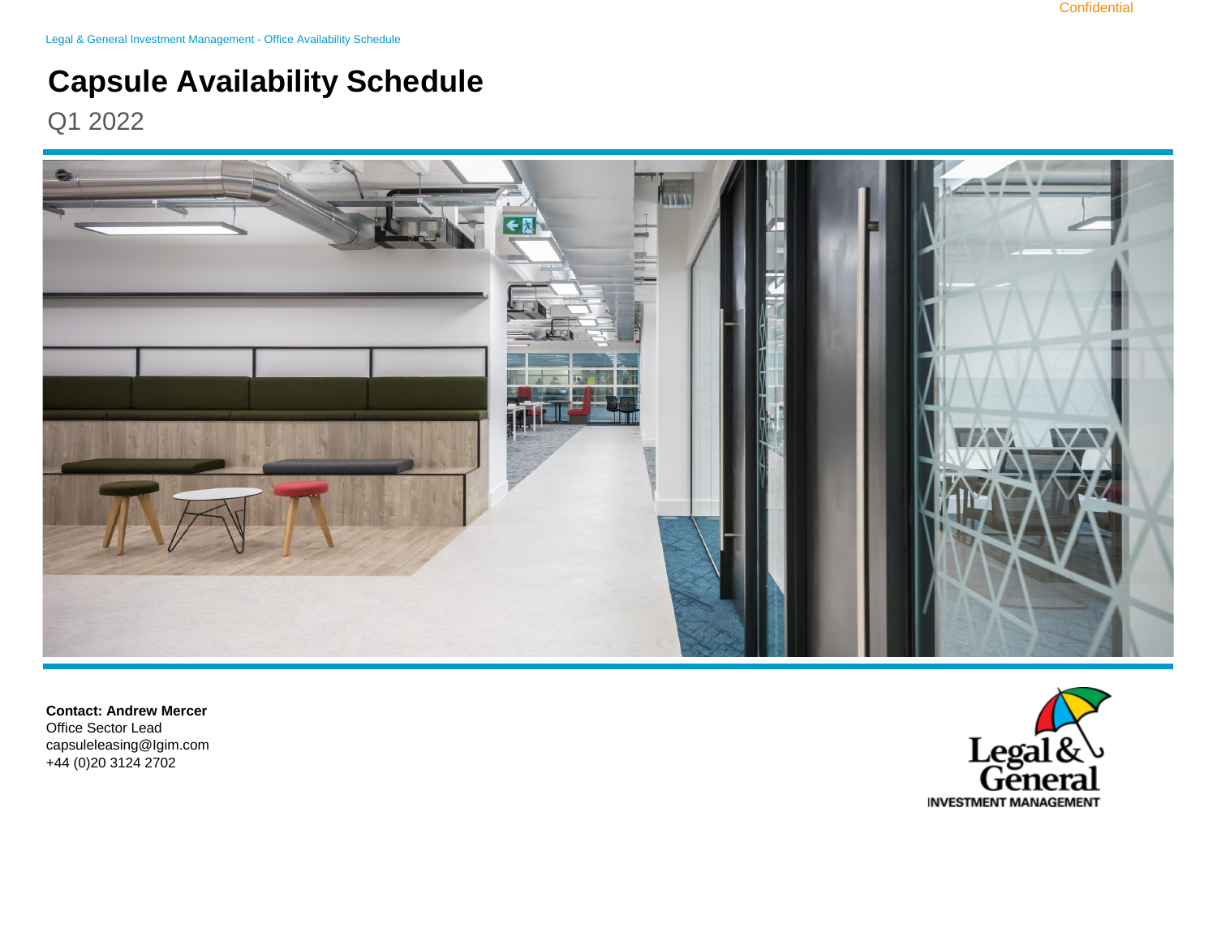Confidential

Legal & General Investment Management - Office Availability Schedule

# Capsule Availability Schedule

Q1 2022

**Contact: Andrew Mercer**
Office Sector Lead
capsuleleasing@lgim.com
+44 (0)20 3124 2702

Legal & General
INVESTMENT MANAGEMENT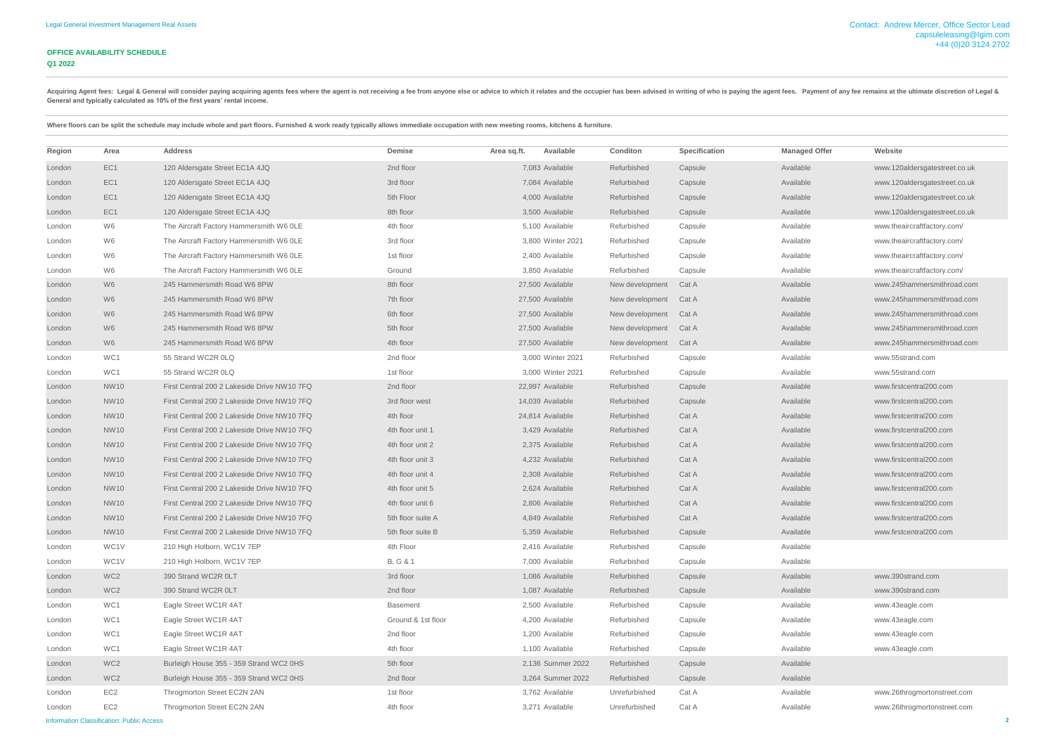Legal General Investment Management Real Assets

Contact: Andrew Mercer, Office Sector Lead
capsuleleasing@lgim.com
+44 (0)20 3124 2702

## OFFICE AVAILABILITY SCHEDULE
### Q1 2022

**Acquiring Agent fees: Legal & General will consider paying acquiring agents fees where the agent is not receiving a fee from anyone else or advice to which it relates and the occupier has been advised in writing of who is paying the agent fees. Payment of any fee remains at the ultimate discretion of Legal & General and typically calculated as 10% of the first years' rental income.**

**Where floors can be split the schedule may include whole and part floors. Furnished & work ready typically allows immediate occupation with new meeting rooms, kitchens & furniture.**

| Region | Area | Address | Demise | Area sq.ft. | Available | Conditon | Specification | Managed Offer | Website |
|---|---|---|---|---|---|---|---|---|---|
| London | EC1 | 120 Aldersgate Street EC1A 4JQ | 2nd floor | 7,083 | Available | Refurbished | Capsule | Available | www.120aldersgatestreet.co.uk |
| London | EC1 | 120 Aldersgate Street EC1A 4JQ | 3rd floor | 7,084 | Available | Refurbished | Capsule | Available | www.120aldersgatestreet.co.uk |
| London | EC1 | 120 Aldersgate Street EC1A 4JQ | 5th Floor | 4,000 | Available | Refurbished | Capsule | Available | www.120aldersgatestreet.co.uk |
| London | EC1 | 120 Aldersgate Street EC1A 4JQ | 8th floor | 3,500 | Available | Refurbished | Capsule | Available | www.120aldersgatestreet.co.uk |
| London | W6 | The Aircraft Factory Hammersmith W6 0LE | 4th floor | 5,100 | Available | Refurbished | Capsule | Available | www.theaircraftfactory.com/ |
| London | W6 | The Aircraft Factory Hammersmith W6 0LE | 3rd floor | 3,800 | Winter 2021 | Refurbished | Capsule | Available | www.theaircraftfactory.com/ |
| London | W6 | The Aircraft Factory Hammersmith W6 0LE | 1st floor | 2,400 | Available | Refurbished | Capsule | Available | www.theaircraftfactory.com/ |
| London | W6 | The Aircraft Factory Hammersmith W6 0LE | Ground | 3,850 | Available | Refurbished | Capsule | Available | www.theaircraftfactory.com/ |
| London | W6 | 245 Hammersmith Road W6 8PW | 8th floor | 27,500 | Available | New development | Cat A | Available | www.245hammersmithroad.com |
| London | W6 | 245 Hammersmith Road W6 8PW | 7th floor | 27,500 | Available | New development | Cat A | Available | www.245hammersmithroad.com |
| London | W6 | 245 Hammersmith Road W6 8PW | 6th floor | 27,500 | Available | New development | Cat A | Available | www.245hammersmithroad.com |
| London | W6 | 245 Hammersmith Road W6 8PW | 5th floor | 27,500 | Available | New development | Cat A | Available | www.245hammersmithroad.com |
| London | W6 | 245 Hammersmith Road W6 8PW | 4th floor | 27,500 | Available | New development | Cat A | Available | www.245hammersmithroad.com |
| London | WC1 | 55 Strand WC2R 0LQ | 2nd floor | 3,000 | Winter 2021 | Refurbished | Capsule | Available | www.55strand.com |
| London | WC1 | 55 Strand WC2R 0LQ | 1st floor | 3,000 | Winter 2021 | Refurbished | Capsule | Available | www.55strand.com |
| London | NW10 | First Central 200 2 Lakeside Drive NW10 7FQ | 2nd floor | 22,997 | Available | Refurbished | Capsule | Available | www.firstcentral200.com |
| London | NW10 | First Central 200 2 Lakeside Drive NW10 7FQ | 3rd floor west | 14,039 | Available | Refurbished | Capsule | Available | www.firstcentral200.com |
| London | NW10 | First Central 200 2 Lakeside Drive NW10 7FQ | 4th floor | 24,814 | Available | Refurbished | Cat A | Available | www.firstcentral200.com |
| London | NW10 | First Central 200 2 Lakeside Drive NW10 7FQ | 4th floor unit 1 | 3,429 | Available | Refurbished | Cat A | Available | www.firstcentral200.com |
| London | NW10 | First Central 200 2 Lakeside Drive NW10 7FQ | 4th floor unit 2 | 2,375 | Available | Refurbished | Cat A | Available | www.firstcentral200.com |
| London | NW10 | First Central 200 2 Lakeside Drive NW10 7FQ | 4th floor unit 3 | 4,232 | Available | Refurbished | Cat A | Available | www.firstcentral200.com |
| London | NW10 | First Central 200 2 Lakeside Drive NW10 7FQ | 4th floor unit 4 | 2,308 | Available | Refurbished | Cat A | Available | www.firstcentral200.com |
| London | NW10 | First Central 200 2 Lakeside Drive NW10 7FQ | 4th floor unit 5 | 2,624 | Available | Refurbished | Cat A | Available | www.firstcentral200.com |
| London | NW10 | First Central 200 2 Lakeside Drive NW10 7FQ | 4th floor unit 6 | 2,806 | Available | Refurbished | Cat A | Available | www.firstcentral200.com |
| London | NW10 | First Central 200 2 Lakeside Drive NW10 7FQ | 5th floor suite A | 4,849 | Available | Refurbished | Cat A | Available | www.firstcentral200.com |
| London | NW10 | First Central 200 2 Lakeside Drive NW10 7FQ | 5th floor suite B | 5,359 | Available | Refurbished | Capsule | Available | www.firstcentral200.com |
| London | WC1V | 210 High Holborn, WC1V 7EP | 4th Floor | 2,416 | Available | Refurbished | Capsule | Available | |
| London | WC1V | 210 High Holborn, WC1V 7EP | B, G & 1 | 7,000 | Available | Refurbished | Capsule | Available | |
| London | WC2 | 390 Strand WC2R 0LT | 3rd floor | 1,086 | Available | Refurbished | Capsule | Available | www.390strand.com |
| London | WC2 | 390 Strand WC2R 0LT | 2nd floor | 1,087 | Available | Refurbished | Capsule | Available | www.390strand.com |
| London | WC1 | Eagle Street WC1R 4AT | Basement | 2,500 | Available | Refurbished | Capsule | Available | www.43eagle.com |
| London | WC1 | Eagle Street WC1R 4AT | Ground & 1st floor | 4,200 | Available | Refurbished | Capsule | Available | www.43eagle.com |
| London | WC1 | Eagle Street WC1R 4AT | 2nd floor | 1,200 | Available | Refurbished | Capsule | Available | www.43eagle.com |
| London | WC1 | Eagle Street WC1R 4AT | 4th floor | 1,100 | Available | Refurbished | Capsule | Available | www.43eagle.com |
| London | WC2 | Burleigh House 355 - 359 Strand WC2 0HS | 5th floor | 2,136 | Summer 2022 | Refurbished | Capsule | Available | |
| London | WC2 | Burleigh House 355 - 359 Strand WC2 0HS | 2nd floor | 3,264 | Summer 2022 | Refurbished | Capsule | Available | |
| London | EC2 | Throgmorton Street EC2N 2AN | 1st floor | 3,762 | Available | Unrefurbished | Cat A | Available | www.26throgmortonstreet.com |
| London | EC2 | Throgmorton Street EC2N 2AN | 4th floor | 3,271 | Available | Unrefurbished | Cat A | Available | www.26throgmortonstreet.com |

Information Classification: Public Access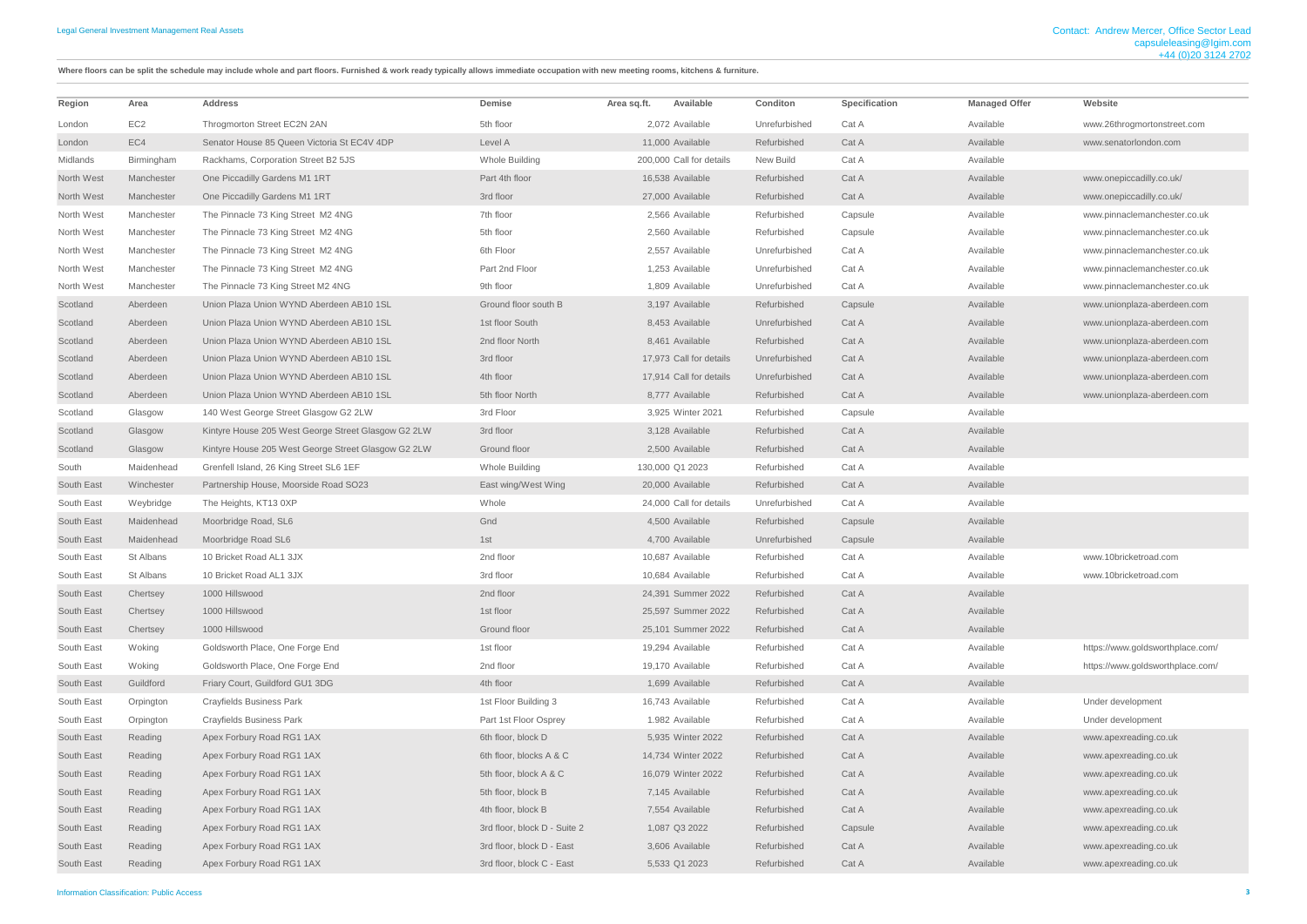Legal General Investment Management Real Assets

Contact: Andrew Mercer, Office Sector Lead
capsuleleasing@lgim.com
+44 (0)20 3124 2702

**Where floors can be split the schedule may include whole and part floors. Furnished & work ready typically allows immediate occupation with new meeting rooms, kitchens & furniture.**

| Region | Area | Address | Demise | Area sq.ft. | Available | Conditon | Specification | Managed Offer | Website |
|---|---|---|---|---|---|---|---|---|---|
| London | EC2 | Throgmorton Street EC2N 2AN | 5th floor | 2,072 | Available | Unrefurbished | Cat A | Available | www.26throgmortonstreet.com |
| London | EC4 | Senator House 85 Queen Victoria St EC4V 4DP | Level A | 11,000 | Available | Refurbished | Cat A | Available | www.senatorlondon.com |
| Midlands | Birmingham | Rackhams, Corporation Street B2 5JS | Whole Building | 200,000 | Call for details | New Build | Cat A | Available | |
| North West | Manchester | One Piccadilly Gardens M1 1RT | Part 4th floor | 16,538 | Available | Refurbished | Cat A | Available | www.onepiccadilly.co.uk/ |
| North West | Manchester | One Piccadilly Gardens M1 1RT | 3rd floor | 27,000 | Available | Refurbished | Cat A | Available | www.onepiccadilly.co.uk/ |
| North West | Manchester | The Pinnacle 73 King Street M2 4NG | 7th floor | 2,566 | Available | Refurbished | Capsule | Available | www.pinnaclemanchester.co.uk |
| North West | Manchester | The Pinnacle 73 King Street M2 4NG | 5th floor | 2,560 | Available | Refurbished | Capsule | Available | www.pinnaclemanchester.co.uk |
| North West | Manchester | The Pinnacle 73 King Street M2 4NG | 6th Floor | 2,557 | Available | Unrefurbished | Cat A | Available | www.pinnaclemanchester.co.uk |
| North West | Manchester | The Pinnacle 73 King Street M2 4NG | Part 2nd Floor | 1,253 | Available | Unrefurbished | Cat A | Available | www.pinnaclemanchester.co.uk |
| North West | Manchester | The Pinnacle 73 King Street M2 4NG | 9th floor | 1,809 | Available | Unrefurbished | Cat A | Available | www.pinnaclemanchester.co.uk |
| Scotland | Aberdeen | Union Plaza Union WYND Aberdeen AB10 1SL | Ground floor south B | 3,197 | Available | Refurbished | Capsule | Available | www.unionplaza-aberdeen.com |
| Scotland | Aberdeen | Union Plaza Union WYND Aberdeen AB10 1SL | 1st floor South | 8,453 | Available | Unrefurbished | Cat A | Available | www.unionplaza-aberdeen.com |
| Scotland | Aberdeen | Union Plaza Union WYND Aberdeen AB10 1SL | 2nd floor North | 8,461 | Available | Refurbished | Cat A | Available | www.unionplaza-aberdeen.com |
| Scotland | Aberdeen | Union Plaza Union WYND Aberdeen AB10 1SL | 3rd floor | 17,973 | Call for details | Unrefurbished | Cat A | Available | www.unionplaza-aberdeen.com |
| Scotland | Aberdeen | Union Plaza Union WYND Aberdeen AB10 1SL | 4th floor | 17,914 | Call for details | Unrefurbished | Cat A | Available | www.unionplaza-aberdeen.com |
| Scotland | Aberdeen | Union Plaza Union WYND Aberdeen AB10 1SL | 5th floor North | 8,777 | Available | Refurbished | Cat A | Available | www.unionplaza-aberdeen.com |
| Scotland | Glasgow | 140 West George Street Glasgow G2 2LW | 3rd Floor | 3,925 | Winter 2021 | Refurbished | Capsule | Available | |
| Scotland | Glasgow | Kintyre House 205 West George Street Glasgow G2 2LW | 3rd floor | 3,128 | Available | Refurbished | Cat A | Available | |
| Scotland | Glasgow | Kintyre House 205 West George Street Glasgow G2 2LW | Ground floor | 2,500 | Available | Refurbished | Cat A | Available | |
| South | Maidenhead | Grenfell Island, 26 King Street SL6 1EF | Whole Building | 130,000 | Q1 2023 | Refurbished | Cat A | Available | |
| South East | Winchester | Partnership House, Moorside Road SO23 | East wing/West Wing | 20,000 | Available | Refurbished | Cat A | Available | |
| South East | Weybridge | The Heights, KT13 0XP | Whole | 24,000 | Call for details | Unrefurbished | Cat A | Available | |
| South East | Maidenhead | Moorbridge Road, SL6 | Gnd | 4,500 | Available | Refurbished | Capsule | Available | |
| South East | Maidenhead | Moorbridge Road SL6 | 1st | 4,700 | Available | Unrefurbished | Capsule | Available | |
| South East | St Albans | 10 Bricket Road AL1 3JX | 2nd floor | 10,687 | Available | Refurbished | Cat A | Available | www.10bricketroad.com |
| South East | St Albans | 10 Bricket Road AL1 3JX | 3rd floor | 10,684 | Available | Refurbished | Cat A | Available | www.10bricketroad.com |
| South East | Chertsey | 1000 Hillswood | 2nd floor | 24,391 | Summer 2022 | Refurbished | Cat A | Available | |
| South East | Chertsey | 1000 Hillswood | 1st floor | 25,597 | Summer 2022 | Refurbished | Cat A | Available | |
| South East | Chertsey | 1000 Hillswood | Ground floor | 25,101 | Summer 2022 | Refurbished | Cat A | Available | |
| South East | Woking | Goldsworth Place, One Forge End | 1st floor | 19,294 | Available | Refurbished | Cat A | Available | https://www.goldsworthplace.com/ |
| South East | Woking | Goldsworth Place, One Forge End | 2nd floor | 19,170 | Available | Refurbished | Cat A | Available | https://www.goldsworthplace.com/ |
| South East | Guildford | Friary Court, Guildford GU1 3DG | 4th floor | 1,699 | Available | Refurbished | Cat A | Available | |
| South East | Orpington | Crayfields Business Park | 1st Floor Building 3 | 16,743 | Available | Refurbished | Cat A | Available | Under development |
| South East | Orpington | Crayfields Business Park | Part 1st Floor Osprey | 1.982 | Available | Refurbished | Cat A | Available | Under development |
| South East | Reading | Apex Forbury Road RG1 1AX | 6th floor, block D | 5,935 | Winter 2022 | Refurbished | Cat A | Available | www.apexreading.co.uk |
| South East | Reading | Apex Forbury Road RG1 1AX | 6th floor, blocks A & C | 14,734 | Winter 2022 | Refurbished | Cat A | Available | www.apexreading.co.uk |
| South East | Reading | Apex Forbury Road RG1 1AX | 5th floor, block A & C | 16,079 | Winter 2022 | Refurbished | Cat A | Available | www.apexreading.co.uk |
| South East | Reading | Apex Forbury Road RG1 1AX | 5th floor, block B | 7,145 | Available | Refurbished | Cat A | Available | www.apexreading.co.uk |
| South East | Reading | Apex Forbury Road RG1 1AX | 4th floor, block B | 7,554 | Available | Refurbished | Cat A | Available | www.apexreading.co.uk |
| South East | Reading | Apex Forbury Road RG1 1AX | 3rd floor, block D - Suite 2 | 1,087 | Q3 2022 | Refurbished | Capsule | Available | www.apexreading.co.uk |
| South East | Reading | Apex Forbury Road RG1 1AX | 3rd floor, block D - East | 3,606 | Available | Refurbished | Cat A | Available | www.apexreading.co.uk |
| South East | Reading | Apex Forbury Road RG1 1AX | 3rd floor, block C - East | 5,533 | Q1 2023 | Refurbished | Cat A | Available | www.apexreading.co.uk |

Information Classification: Public Access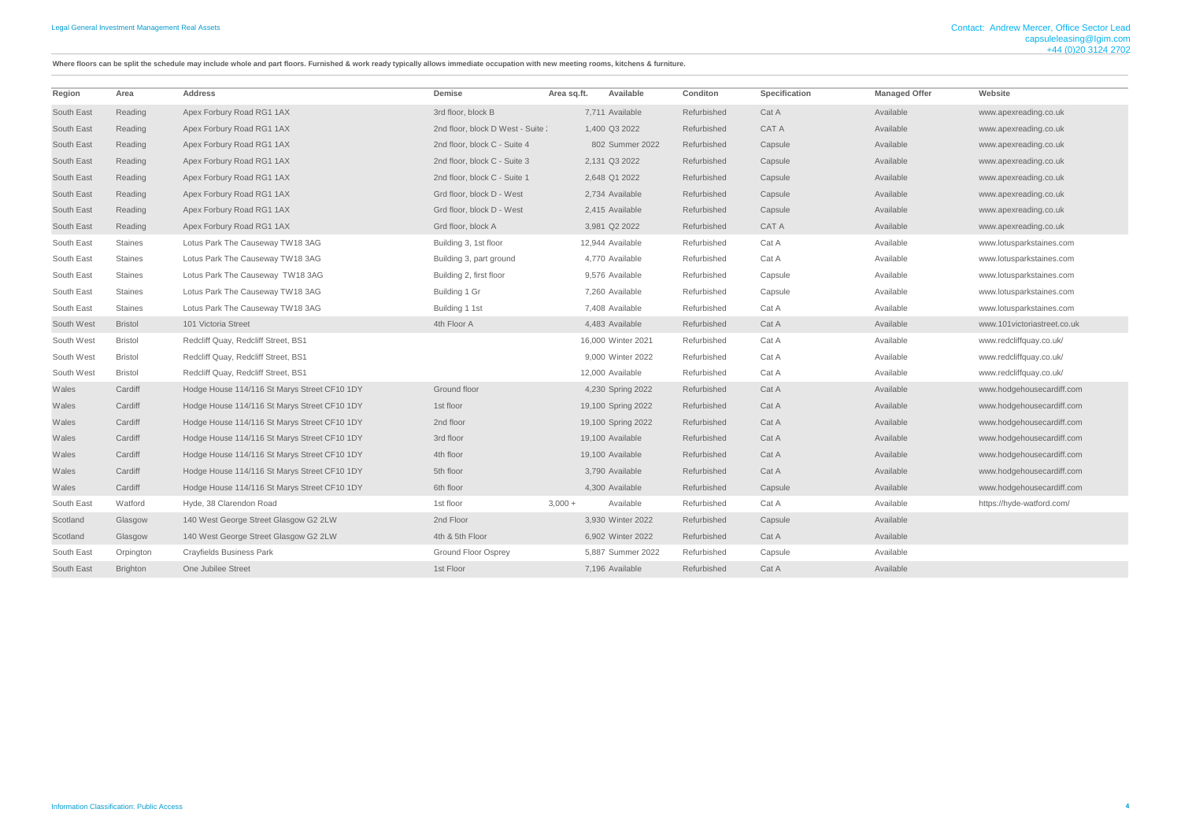Legal General Investment Management Real Assets

Contact: Andrew Mercer, Office Sector Lead
capsuleleasing@lgim.com
+44 (0)20 3124 2702

**Where floors can be split the schedule may include whole and part floors. Furnished & work ready typically allows immediate occupation with new meeting rooms, kitchens & furniture.**

| Region | Area | Address | Demise | Area sq.ft. | Available | Conditon | Specification | Managed Offer | Website |
|---|---|---|---|---|---|---|---|---|---|
| South East | Reading | Apex Forbury Road RG1 1AX | 3rd floor, block B | 7,711 | Available | Refurbished | Cat A | Available | www.apexreading.co.uk |
| South East | Reading | Apex Forbury Road RG1 1AX | 2nd floor, block D West - Suite : | 1,400 | Q3 2022 | Refurbished | CAT A | Available | www.apexreading.co.uk |
| South East | Reading | Apex Forbury Road RG1 1AX | 2nd floor, block C - Suite 4 | 802 | Summer 2022 | Refurbished | Capsule | Available | www.apexreading.co.uk |
| South East | Reading | Apex Forbury Road RG1 1AX | 2nd floor, block C - Suite 3 | 2,131 | Q3 2022 | Refurbished | Capsule | Available | www.apexreading.co.uk |
| South East | Reading | Apex Forbury Road RG1 1AX | 2nd floor, block C - Suite 1 | 2,648 | Q1 2022 | Refurbished | Capsule | Available | www.apexreading.co.uk |
| South East | Reading | Apex Forbury Road RG1 1AX | Grd floor, block D - West | 2,734 | Available | Refurbished | Capsule | Available | www.apexreading.co.uk |
| South East | Reading | Apex Forbury Road RG1 1AX | Grd floor, block D - West | 2,415 | Available | Refurbished | Capsule | Available | www.apexreading.co.uk |
| South East | Reading | Apex Forbury Road RG1 1AX | Grd floor, block A | 3,981 | Q2 2022 | Refurbished | CAT A | Available | www.apexreading.co.uk |
| South East | Staines | Lotus Park The Causeway TW18 3AG | Building 3, 1st floor | 12,944 | Available | Refurbished | Cat A | Available | www.lotusparkstaines.com |
| South East | Staines | Lotus Park The Causeway TW18 3AG | Building 3, part ground | 4,770 | Available | Refurbished | Cat A | Available | www.lotusparkstaines.com |
| South East | Staines | Lotus Park The Causeway TW18 3AG | Building 2, first floor | 9,576 | Available | Refurbished | Capsule | Available | www.lotusparkstaines.com |
| South East | Staines | Lotus Park The Causeway TW18 3AG | Building 1 Gr | 7,260 | Available | Refurbished | Capsule | Available | www.lotusparkstaines.com |
| South East | Staines | Lotus Park The Causeway TW18 3AG | Building 1 1st | 7,408 | Available | Refurbished | Cat A | Available | www.lotusparkstaines.com |
| South West | Bristol | 101 Victoria Street | 4th Floor A | 4,483 | Available | Refurbished | Cat A | Available | www.101victoriastreet.co.uk |
| South West | Bristol | Redcliff Quay, Redcliff Street, BS1 | | 16,000 | Winter 2021 | Refurbished | Cat A | Available | www.redcliffquay.co.uk/ |
| South West | Bristol | Redcliff Quay, Redcliff Street, BS1 | | 9,000 | Winter 2022 | Refurbished | Cat A | Available | www.redcliffquay.co.uk/ |
| South West | Bristol | Redcliff Quay, Redcliff Street, BS1 | | 12,000 | Available | Refurbished | Cat A | Available | www.redcliffquay.co.uk/ |
| Wales | Cardiff | Hodge House 114/116 St Marys Street CF10 1DY | Ground floor | 4,230 | Spring 2022 | Refurbished | Cat A | Available | www.hodgehousecardiff.com |
| Wales | Cardiff | Hodge House 114/116 St Marys Street CF10 1DY | 1st floor | 19,100 | Spring 2022 | Refurbished | Cat A | Available | www.hodgehousecardiff.com |
| Wales | Cardiff | Hodge House 114/116 St Marys Street CF10 1DY | 2nd floor | 19,100 | Spring 2022 | Refurbished | Cat A | Available | www.hodgehousecardiff.com |
| Wales | Cardiff | Hodge House 114/116 St Marys Street CF10 1DY | 3rd floor | 19,100 | Available | Refurbished | Cat A | Available | www.hodgehousecardiff.com |
| Wales | Cardiff | Hodge House 114/116 St Marys Street CF10 1DY | 4th floor | 19,100 | Available | Refurbished | Cat A | Available | www.hodgehousecardiff.com |
| Wales | Cardiff | Hodge House 114/116 St Marys Street CF10 1DY | 5th floor | 3,790 | Available | Refurbished | Cat A | Available | www.hodgehousecardiff.com |
| Wales | Cardiff | Hodge House 114/116 St Marys Street CF10 1DY | 6th floor | 4,300 | Available | Refurbished | Capsule | Available | www.hodgehousecardiff.com |
| South East | Watford | Hyde, 38 Clarendon Road | 1st floor | 3,000 + | Available | Refurbished | Cat A | Available | https://hyde-watford.com/ |
| Scotland | Glasgow | 140 West George Street Glasgow G2 2LW | 2nd Floor | 3,930 | Winter 2022 | Refurbished | Capsule | Available | |
| Scotland | Glasgow | 140 West George Street Glasgow G2 2LW | 4th & 5th Floor | 6,902 | Winter 2022 | Refurbished | Cat A | Available | |
| South East | Orpington | Crayfields Business Park | Ground Floor Osprey | 5,887 | Summer 2022 | Refurbished | Capsule | Available | |
| South East | Brighton | One Jubilee Street | 1st Floor | 7,196 | Available | Refurbished | Cat A | Available | |

Information Classification: Public Access